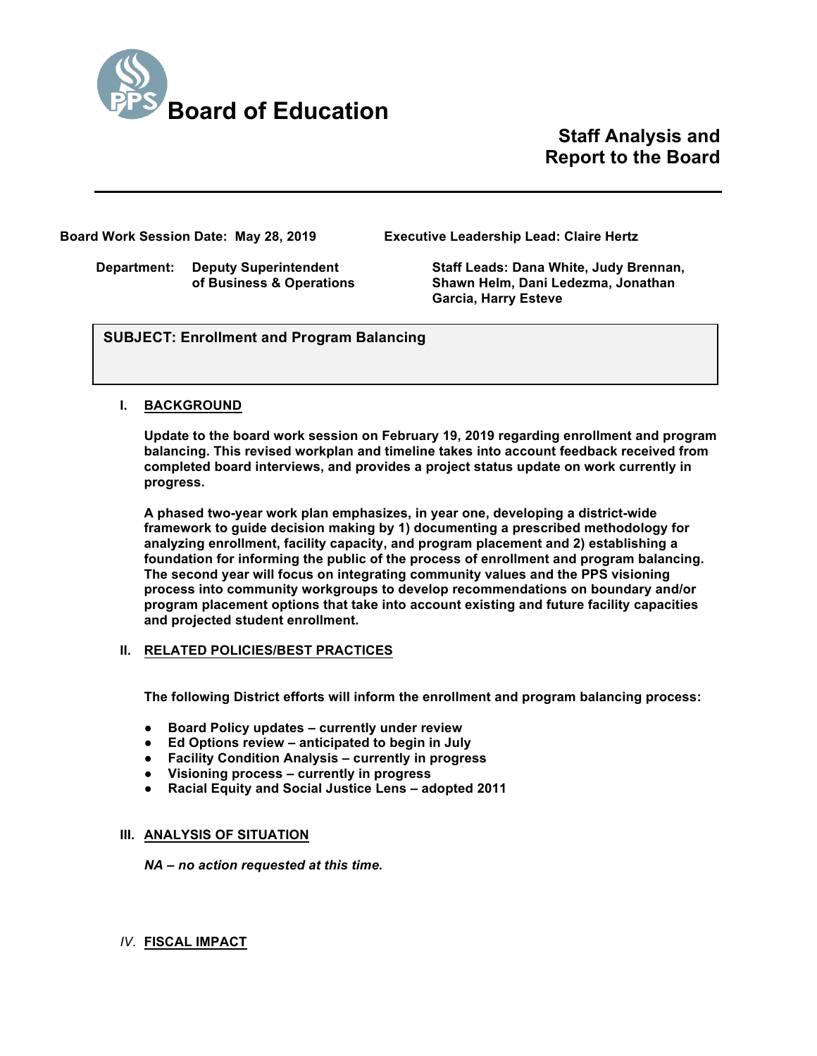# Board of Education

## Staff Analysis and Report to the Board

**Board Work Session Date: May 28, 2019**

**Executive Leadership Lead: Claire Hertz**

**Department: Deputy Superintendent of Business & Operations**

**Staff Leads: Dana White, Judy Brennan, Shawn Helm, Dani Ledezma, Jonathan Garcia, Harry Esteve**

**SUBJECT: Enrollment and Program Balancing**

### I. BACKGROUND

**Update to the board work session on February 19, 2019 regarding enrollment and program balancing. This revised workplan and timeline takes into account feedback received from completed board interviews, and provides a project status update on work currently in progress.**

**A phased two-year work plan emphasizes, in year one, developing a district-wide framework to guide decision making by 1) documenting a prescribed methodology for analyzing enrollment, facility capacity, and program placement and 2) establishing a foundation for informing the public of the process of enrollment and program balancing. The second year will focus on integrating community values and the PPS visioning process into community workgroups to develop recommendations on boundary and/or program placement options that take into account existing and future facility capacities and projected student enrollment.**

### II. RELATED POLICIES/BEST PRACTICES

**The following District efforts will inform the enrollment and program balancing process:**

- **Board Policy updates – currently under review**
- **Ed Options review – anticipated to begin in July**
- **Facility Condition Analysis – currently in progress**
- **Visioning process – currently in progress**
- **Racial Equity and Social Justice Lens – adopted 2011**

### III. ANALYSIS OF SITUATION

***NA – no action requested at this time.***

### *IV.* FISCAL IMPACT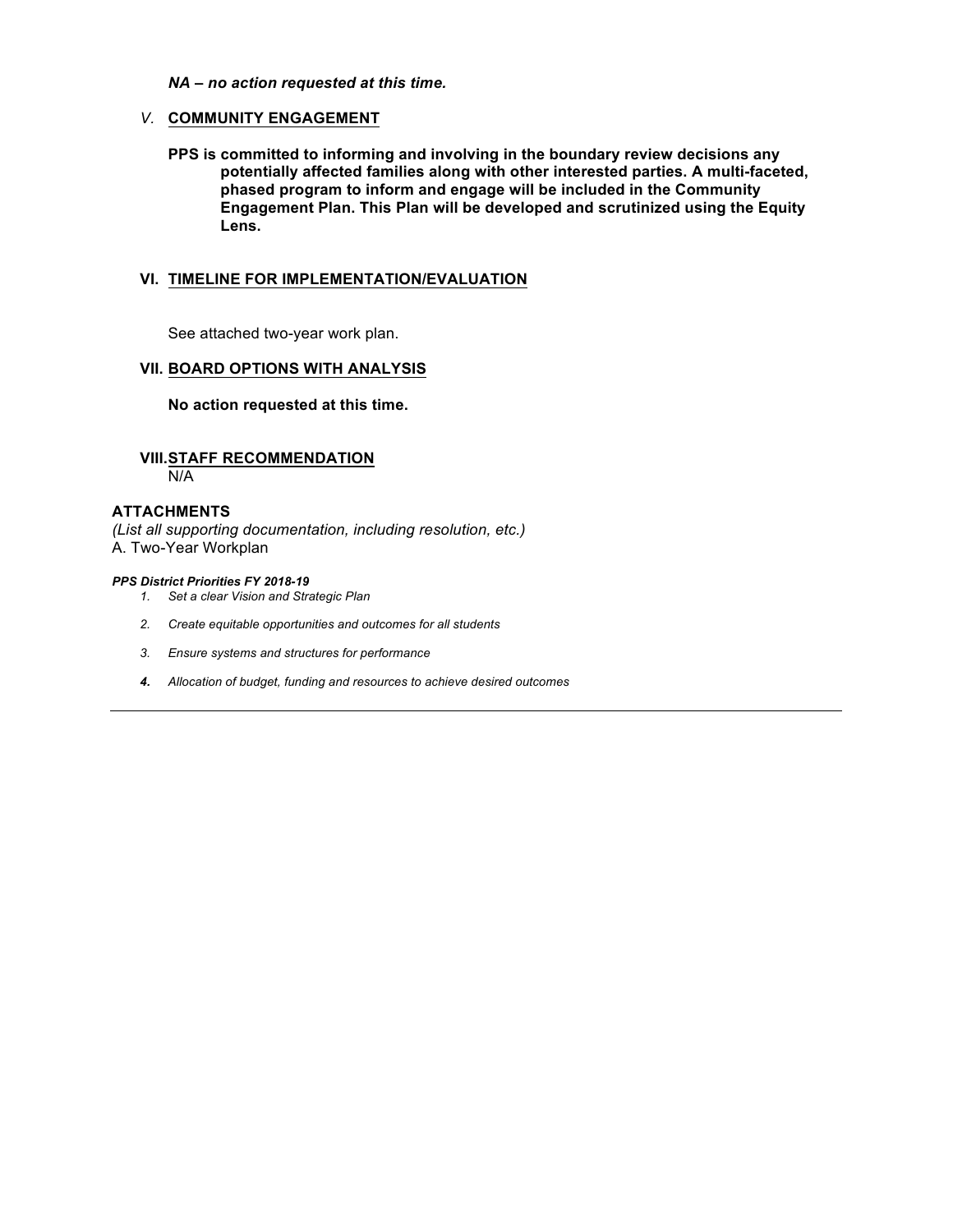***NA – no action requested at this time.***

## *V.* COMMUNITY ENGAGEMENT

**PPS is committed to informing and involving in the boundary review decisions any potentially affected families along with other interested parties. A multi-faceted, phased program to inform and engage will be included in the Community Engagement Plan. This Plan will be developed and scrutinized using the Equity Lens.**

## VI. TIMELINE FOR IMPLEMENTATION/EVALUATION

See attached two-year work plan.

## VII. BOARD OPTIONS WITH ANALYSIS

**No action requested at this time.**

## VIII. STAFF RECOMMENDATION

N/A

## ATTACHMENTS

*(List all supporting documentation, including resolution, etc.)*

A. Two-Year Workplan

***PPS District Priorities FY 2018-19***

1. *Set a clear Vision and Strategic Plan*
2. *Create equitable opportunities and outcomes for all students*
3. *Ensure systems and structures for performance*
4. *Allocation of budget, funding and resources to achieve desired outcomes*